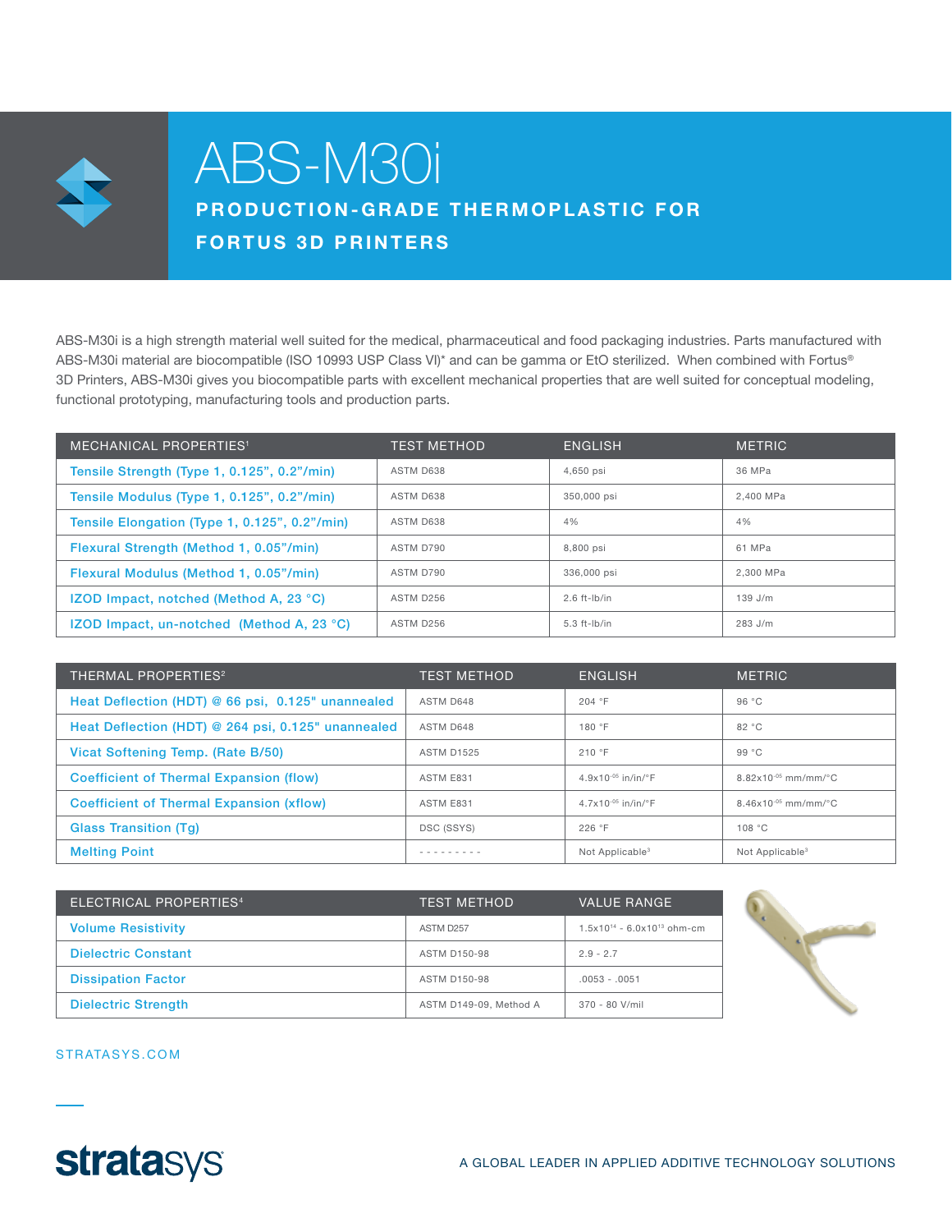# ABS-M30i

## PRODUCTION-GRADE THERMOPLASTIC FOR FORTUS 3D PRINTERS

ABS-M30i is a high strength material well suited for the medical, pharmaceutical and food packaging industries. Parts manufactured with ABS-M30i material are biocompatible (ISO 10993 USP Class VI)* and can be gamma or EtO sterilized. When combined with Fortus® 3D Printers, ABS-M30i gives you biocompatible parts with excellent mechanical properties that are well suited for conceptual modeling, functional prototyping, manufacturing tools and production parts.

| MECHANICAL PROPERTIES[1] | TEST METHOD | ENGLISH | METRIC |
|---|---|---|---|
| Tensile Strength (Type 1, 0.125”, 0.2”/min) | ASTM D638 | 4,650 psi | 36 MPa |
| Tensile Modulus (Type 1, 0.125”, 0.2”/min) | ASTM D638 | 350,000 psi | 2,400 MPa |
| Tensile Elongation (Type 1, 0.125”, 0.2”/min) | ASTM D638 | 4% | 4% |
| Flexural Strength (Method 1, 0.05”/min) | ASTM D790 | 8,800 psi | 61 MPa |
| Flexural Modulus (Method 1, 0.05”/min) | ASTM D790 | 336,000 psi | 2,300 MPa |
| IZOD Impact, notched (Method A, 23 °C) | ASTM D256 | 2.6 ft-lb/in | 139 J/m |
| IZOD Impact, un-notched (Method A, 23 °C) | ASTM D256 | 5.3 ft-lb/in | 283 J/m |

| THERMAL PROPERTIES[2] | TEST METHOD | ENGLISH | METRIC |
|---|---|---|---|
| Heat Deflection (HDT) @ 66 psi, 0.125" unannealed | ASTM D648 | 204 °F | 96 °C |
| Heat Deflection (HDT) @ 264 psi, 0.125" unannealed | ASTM D648 | 180 °F | 82 °C |
| Vicat Softening Temp. (Rate B/50) | ASTM D1525 | 210 °F | 99 °C |
| Coefficient of Thermal Expansion (flow) | ASTM E831 | $4.9\times10^{-05}$ in/in/°F | $8.82\times10^{-05}$ mm/mm/°C |
| Coefficient of Thermal Expansion (xflow) | ASTM E831 | $4.7\times10^{-05}$ in/in/°F | $8.46\times10^{-05}$ mm/mm/°C |
| Glass Transition (Tg) | DSC (SSYS) | 226 °F | 108 °C |
| Melting Point | - - - - - - - - - | Not Applicable[3] | Not Applicable[3] |

| ELECTRICAL PROPERTIES[4] | TEST METHOD | VALUE RANGE |
|---|---|---|
| Volume Resistivity | ASTM D257 | $1.5\times10^{14}$ - $6.0\times10^{13}$ ohm-cm |
| Dielectric Constant | ASTM D150-98 | 2.9 - 2.7 |
| Dissipation Factor | ASTM D150-98 | .0053 - .0051 |
| Dielectric Strength | ASTM D149-09, Method A | 370 - 80 V/mil |

STRATASYS.COM

stratasys

A GLOBAL LEADER IN APPLIED ADDITIVE TECHNOLOGY SOLUTIONS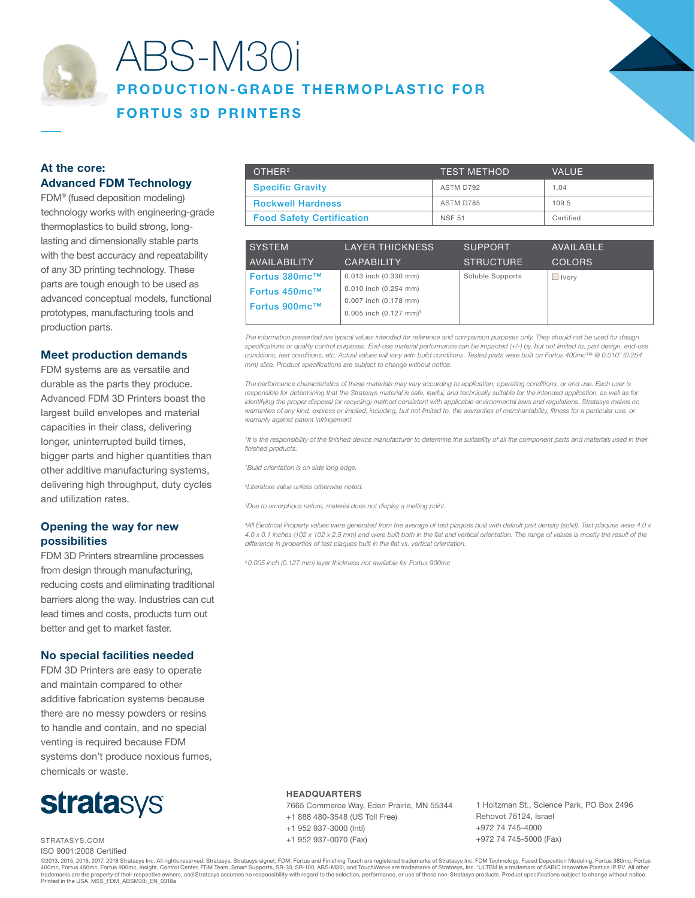# ABS-M30i

## PRODUCTION-GRADE THERMOPLASTIC FOR FORTUS 3D PRINTERS

### At the core: Advanced FDM Technology

FDM® (fused deposition modeling) technology works with engineering-grade thermoplastics to build strong, long-lasting and dimensionally stable parts with the best accuracy and repeatability of any 3D printing technology. These parts are tough enough to be used as advanced conceptual models, functional prototypes, manufacturing tools and production parts.

### Meet production demands

FDM systems are as versatile and durable as the parts they produce. Advanced FDM 3D Printers boast the largest build envelopes and material capacities in their class, delivering longer, uninterrupted build times, bigger parts and higher quantities than other additive manufacturing systems, delivering high throughput, duty cycles and utilization rates.

### Opening the way for new possibilities

FDM 3D Printers streamline processes from design through manufacturing, reducing costs and eliminating traditional barriers along the way. Industries can cut lead times and costs, products turn out better and get to market faster.

### No special facilities needed

FDM 3D Printers are easy to operate and maintain compared to other additive fabrication systems because there are no messy powders or resins to handle and contain, and no special venting is required because FDM systems don't produce noxious fumes, chemicals or waste.

| OTHER[2] | TEST METHOD | VALUE |
|---|---|---|
| Specific Gravity | ASTM D792 | 1.04 |
| Rockwell Hardness | ASTM D785 | 109.5 |
| Food Safety Certification | NSF 51 | Certified |

| SYSTEM AVAILABILITY | LAYER THICKNESS CAPABILITY | SUPPORT STRUCTURE | AVAILABLE COLORS |
|---|---|---|---|
| Fortus 380mc™<br>Fortus 450mc™<br>Fortus 900mc™ | 0.013 inch (0.330 mm)<br>0.010 inch (0.254 mm)<br>0.007 inch (0.178 mm)<br>0.005 inch (0.127 mm)[5] | Soluble Supports | Ivory |

*The information presented are typical values intended for reference and comparison purposes only. They should not be used for design specifications or quality control purposes. End-use material performance can be impacted (+/-) by, but not limited to, part design, end-use conditions, test conditions, etc. Actual values will vary with build conditions. Tested parts were built on Fortus 400mc™ @ 0.010" (0.254 mm) slice. Product specifications are subject to change without notice.*

*The performance characteristics of these materials may vary according to application, operating conditions, or end use. Each user is responsible for determining that the Stratasys material is safe, lawful, and technically suitable for the intended application, as well as for identifying the proper disposal (or recycling) method consistent with applicable environmental laws and regulations. Stratasys makes no warranties of any kind, express or implied, including, but not limited to, the warranties of merchantability, fitness for a particular use, or warranty against patent infringement.*

*\*It is the responsibility of the finished device manufacturer to determine the suitability of all the component parts and materials used in their finished products.*

*[1]Build orientation is on side long edge.*

*[2]Literature value unless otherwise noted.*

*[3]Due to amorphous nature, material does not display a melting point.*

*[4]All Electrical Property values were generated from the average of test plaques built with default part density (solid). Test plaques were 4.0 x 4.0 x 0.1 inches (102 x 102 x 2.5 mm) and were built both in the flat and vertical orientation. The range of values is mostly the result of the difference in properties of test plaques built in the flat vs. vertical orientation.*

*[5]0.005 inch (0.127 mm) layer thickness not available for Fortus 900mc*

**stratasys**

STRATASYS.COM

ISO 9001:2008 Certified

**HEADQUARTERS**

7665 Commerce Way, Eden Prairie, MN 55344
+1 888 480-3548 (US Toll Free)
+1 952 937-3000 (Intl)
+1 952 937-0070 (Fax)

1 Holtzman St., Science Park, PO Box 2496
Rehovot 76124, Israel
+972 74 745-4000
+972 74 745-5000 (Fax)

©2013, 2015, 2016, 2017, 2018 Stratasys Inc. All rights reserved. Stratasys, Stratasys signet, FDM, Fortus and Finishing Touch are registered trademarks of Stratasys Inc. FDM Technology, Fused Deposition Modeling, Fortus 380mc, Fortus 400mc, Fortus 450mc, Fortus 900mc, Insight, Control Center, FDM Team, Smart Supports, SR-30, SR-100, ABS-M30i, and TouchWorks are trademarks of Stratasys, Inc. *ULTEM is a trademark of SABIC Innovative Plastics IP BV. All other trademarks are the property of their respective owners, and Stratasys assumes no responsibility with regard to the selection, performance, or use of these non-Stratasys products. Product specifications subject to change without notice. Printed in the USA. MSS_FDM_ABSM30i_EN_0318a